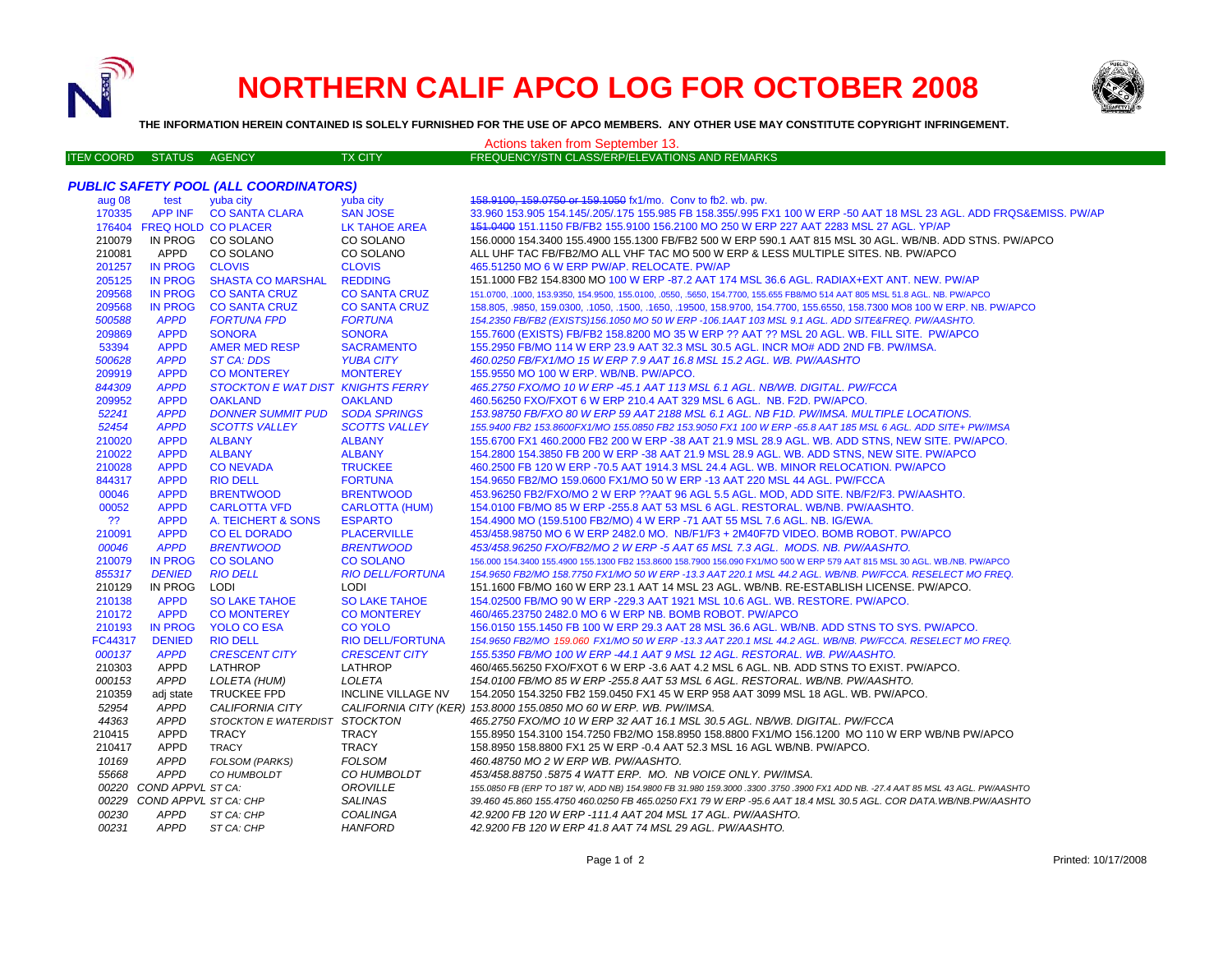# NORTHERN CALIF APCO LOG FOR OCTOBER 2008

**THE INFORMATION HEREIN CONTAINED IS SOLELY FURNISHED FOR THE USE OF APCO MEMBERS. ANY OTHER USE MAY CONSTITUTE COPYRIGHT INFRINGEMENT.**

Actions taken from September 13.

### *PUBLIC SAFETY POOL (ALL COORDINATORS)*

| ITEM COORD | STATUS | AGENCY | TX CITY | FREQUENCY/STN CLASS/ERP/ELEVATIONS AND REMARKS |
|---|---|---|---|---|
| aug 08 | test | yuba city | yuba city | ~~158.9100, 159.0750 or 159.1050~~ fx1/mo. Conv to fb2. wb. pw. |
| 170335 | APP INF | CO SANTA CLARA | SAN JOSE | 33.960 153.905 154.145/.205/.175 155.985 FB 158.355/.995 FX1 100 W ERP -50 AAT 18 MSL 23 AGL. ADD FRQS&EMISS. PW/AP |
| 176404 | FREQ HOLD | CO PLACER | LK TAHOE AREA | ~~151.0400~~ 151.1150 FB/FB2 155.9100 156.2100 MO 250 W ERP 227 AAT 2283 MSL 27 AGL. YP/AP |
| 210079 | IN PROG | CO SOLANO | CO SOLANO | 156.0000 154.3400 155.4900 155.1300 FB/FB2 500 W ERP 590.1 AAT 815 MSL 30 AGL. WB/NB. ADD STNS. PW/APCO |
| 210081 | APPD | CO SOLANO | CO SOLANO | ALL UHF TAC FB/FB2/MO ALL VHF TAC MO 500 W ERP & LESS MULTIPLE SITES. NB. PW/APCO |
| 201257 | IN PROG | CLOVIS | CLOVIS | 465.51250 MO 6 W ERP PW/AP. RELOCATE. PW/AP |
| 205125 | IN PROG | SHASTA CO MARSHAL | REDDING | 151.1000 FB2 154.8300 MO 100 W ERP -87.2 AAT 174 MSL 36.6 AGL. RADIAX+EXT ANT. NEW. PW/AP |
| 209568 | IN PROG | CO SANTA CRUZ | CO SANTA CRUZ | 151.0700, .1000, 153.9350, 154.9500, 155.0100, .0550, .5650, 154.7700, 155.655 FB8/MO 514 AAT 805 MSL 51.8 AGL. NB. PW/APCO |
| 209568 | IN PROG | CO SANTA CRUZ | CO SANTA CRUZ | 158.805, .9850, 159.0300, .1050, .1500, .1650, .19500, 158.9700, 154.7700, 155.6550, 158.7300 MO8 100 W ERP. NB. PW/APCO |
| *500588* | *APPD* | *FORTUNA FPD* | *FORTUNA* | *154.2350 FB/FB2 (EXISTS)156.1050 MO 50 W ERP -106.1AAT 103 MSL 9.1 AGL. ADD SITE&FREQ. PW/AASHTO.* |
| 209869 | APPD | SONORA | SONORA | 155.7600 (EXISTS) FB/FB2 158.8200 MO 35 W ERP ?? AAT ?? MSL 20 AGL. WB. FILL SITE. PW/APCO |
| 53394 | APPD | AMER MED RESP | SACRAMENTO | 155.2950 FB/MO 114 W ERP 23.9 AAT 32.3 MSL 30.5 AGL. INCR MO# ADD 2ND FB. PW/IMSA. |
| *500628* | *APPD* | *ST CA: DDS* | *YUBA CITY* | *460.0250 FB/FX1/MO 15 W ERP 7.9 AAT 16.8 MSL 15.2 AGL. WB. PW/AASHTO* |
| 209919 | APPD | CO MONTEREY | MONTEREY | 155.9550 MO 100 W ERP. WB/NB. PW/APCO. |
| *844309* | *APPD* | *STOCKTON E WAT DIST* | *KNIGHTS FERRY* | *465.2750 FXO/MO 10 W ERP -45.1 AAT 113 MSL 6.1 AGL. NB/WB. DIGITAL. PW/FCCA* |
| 209952 | APPD | OAKLAND | OAKLAND | 460.56250 FXO/FXOT 6 W ERP 210.4 AAT 329 MSL 6 AGL. NB. F2D. PW/APCO. |
| *52241* | *APPD* | *DONNER SUMMIT PUD* | *SODA SPRINGS* | *153.98750 FB/FXO 80 W ERP 59 AAT 2188 MSL 6.1 AGL. NB F1D. PW/IMSA. MULTIPLE LOCATIONS.* |
| *52454* | *APPD* | *SCOTTS VALLEY* | *SCOTTS VALLEY* | *155.9400 FB2 153.8600FX1/MO 155.0850 FB2 153.9050 FX1 100 W ERP -65.8 AAT 185 MSL 6 AGL. ADD SITE+ PW/IMSA* |
| 210020 | APPD | ALBANY | ALBANY | 155.6700 FX1 460.2000 FB2 200 W ERP -38 AAT 21.9 MSL 28.9 AGL. WB. ADD STNS, NEW SITE. PW/APCO. |
| 210022 | APPD | ALBANY | ALBANY | 154.2800 154.3850 FB 200 W ERP -38 AAT 21.9 MSL 28.9 AGL. WB. ADD STNS, NEW SITE. PW/APCO |
| 210028 | APPD | CO NEVADA | TRUCKEE | 460.2500 FB 120 W ERP -70.5 AAT 1914.3 MSL 24.4 AGL. WB. MINOR RELOCATION. PW/APCO |
| 844317 | APPD | RIO DELL | FORTUNA | 154.9650 FB2/MO 159.0600 FX1/MO 50 W ERP -13 AAT 220 MSL 44 AGL. PW/FCCA |
| 00046 | APPD | BRENTWOOD | BRENTWOOD | 453.96250 FB2/FXO/MO 2 W ERP ??AAT 96 AGL 5.5 AGL. MOD, ADD SITE. NB/F2/F3. PW/AASHTO. |
| 00052 | APPD | CARLOTTA VFD | CARLOTTA (HUM) | 154.0100 FB/MO 85 W ERP -255.8 AAT 53 MSL 6 AGL. RESTORAL. WB/NB. PW/AASHTO. |
| ?? | APPD | A. TEICHERT & SONS | ESPARTO | 154.4900 MO (159.5100 FB2/MO) 4 W ERP -71 AAT 55 MSL 7.6 AGL. NB. IG/EWA. |
| 210091 | APPD | CO EL DORADO | PLACERVILLE | 453/458.98750 MO 6 W ERP 2482.0 MO. NB/F1/F3 + 2M40F7D VIDEO. BOMB ROBOT. PW/APCO |
| *00046* | *APPD* | *BRENTWOOD* | *BRENTWOOD* | *453/458.96250 FXO/FB2/MO 2 W ERP -5 AAT 65 MSL 7.3 AGL. MODS. NB. PW/AASHTO.* |
| 210079 | IN PROG | CO SOLANO | CO SOLANO | 156.000 154.3400 155.4900 155.1300 FB2 153.8600 158.7900 156.090 FX1/MO 500 W ERP 579 AAT 815 MSL 30 AGL. WB./NB. PW/APCO |
| *855317* | *DENIED* | *RIO DELL* | *RIO DELL/FORTUNA* | *154.9650 FB2/MO 158.7750 FX1/MO 50 W ERP -13.3 AAT 220.1 MSL 44.2 AGL. WB/NB. PW/FCCA. RESELECT MO FREQ.* |
| 210129 | IN PROG | LODI | LODI | 151.1600 FB/MO 160 W ERP 23.1 AAT 14 MSL 23 AGL. WB/NB. RE-ESTABLISH LICENSE. PW/APCO. |
| 210138 | APPD | SO LAKE TAHOE | SO LAKE TAHOE | 154.02500 FB/MO 90 W ERP -229.3 AAT 1921 MSL 10.6 AGL. WB. RESTORE. PW/APCO. |
| 210172 | APPD | CO MONTEREY | CO MONTEREY | 460/465.23750 2482.0 MO 6 W ERP NB. BOMB ROBOT. PW/APCO |
| 210193 | IN PROG | YOLO CO ESA | CO YOLO | 156.0150 155.1450 FB 100 W ERP 29.3 AAT 28 MSL 36.6 AGL. WB/NB. ADD STNS TO SYS. PW/APCO. |
| FC44317 | DENIED | RIO DELL | RIO DELL/FORTUNA | *154.9650 FB2/MO 159.060 FX1/MO 50 W ERP -13.3 AAT 220.1 MSL 44.2 AGL. WB/NB. PW/FCCA. RESELECT MO FREQ.* |
| *000137* | *APPD* | *CRESCENT CITY* | *CRESCENT CITY* | *155.5350 FB/MO 100 W ERP -44.1 AAT 9 MSL 12 AGL. RESTORAL. WB. PW/AASHTO.* |
| 210303 | APPD | LATHROP | LATHROP | 460/465.56250 FXO/FXOT 6 W ERP -3.6 AAT 4.2 MSL 6 AGL. NB. ADD STNS TO EXIST. PW/APCO. |
| *000153* | *APPD* | *LOLETA (HUM)* | *LOLETA* | *154.0100 FB/MO 85 W ERP -255.8 AAT 53 MSL 6 AGL. RESTORAL. WB/NB. PW/AASHTO.* |
| 210359 | adj state | TRUCKEE FPD | INCLINE VILLAGE NV | 154.2050 154.3250 FB2 159.0450 FX1 45 W ERP 958 AAT 3099 MSL 18 AGL. WB. PW/APCO. |
| *52954* | *APPD* | *CALIFORNIA CITY* | *CALIFORNIA CITY (KER)* | *153.8000 155.0850 MO 60 W ERP. WB. PW/IMSA.* |
| *44363* | *APPD* | *STOCKTON E WATERDIST* | *STOCKTON* | *465.2750 FXO/MO 10 W ERP 32 AAT 16.1 MSL 30.5 AGL. NB/WB. DIGITAL. PW/FCCA* |
| 210415 | APPD | TRACY | TRACY | 155.8950 154.3100 154.7250 FB2/MO 158.8950 158.8800 FX1/MO 156.1200 MO 110 W ERP WB/NB PW/APCO |
| 210417 | APPD | TRACY | TRACY | 158.8950 158.8800 FX1 25 W ERP -0.4 AAT 52.3 MSL 16 AGL WB/NB. PW/APCO. |
| *10169* | *APPD* | *FOLSOM (PARKS)* | *FOLSOM* | *460.48750 MO 2 W ERP WB. PW/AASHTO.* |
| *55668* | *APPD* | *CO HUMBOLDT* | *CO HUMBOLDT* | *453/458.88750 .5875 4 WATT ERP. MO. NB VOICE ONLY. PW/IMSA.* |
| *00220* | *COND APPVL* | *ST CA:* | *OROVILLE* | *155.0850 FB (ERP TO 187 W, ADD NB) 154.9800 FB 31.980 159.3000 .3300 .3750 .3900 FX1 ADD NB. -27.4 AAT 85 MSL 43 AGL. PW/AASHTO* |
| *00229* | *COND APPVL* | *ST CA: CHP* | *SALINAS* | *39.460 45.860 155.4750 460.0250 FB 465.0250 FX1 79 W ERP -95.6 AAT 18.4 MSL 30.5 AGL. COR DATA.WB/NB.PW/AASHTO* |
| *00230* | *APPD* | *ST CA: CHP* | *COALINGA* | *42.9200 FB 120 W ERP -111.4 AAT 204 MSL 17 AGL. PW/AASHTO.* |
| *00231* | *APPD* | *ST CA: CHP* | *HANFORD* | *42.9200 FB 120 W ERP 41.8 AAT 74 MSL 29 AGL. PW/AASHTO.* |

Printed: 10/17/2008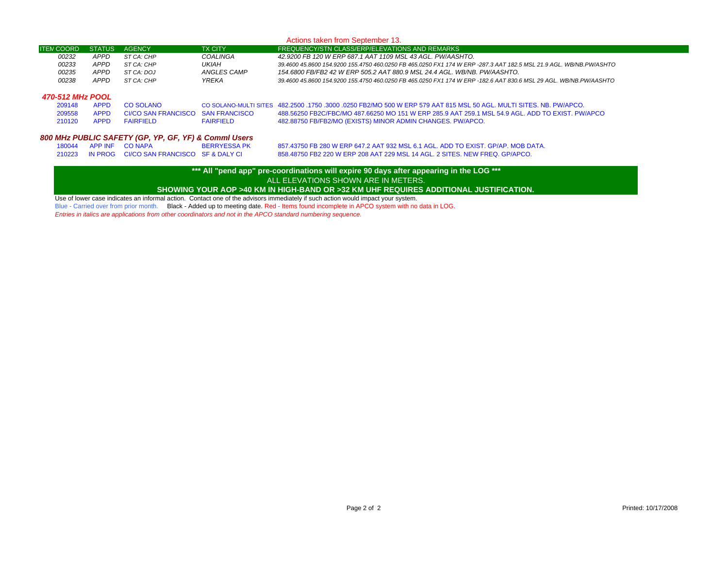Actions taken from September 13.

| ITEM COORD | STATUS | AGENCY | TX CITY | FREQUENCY/STN CLASS/ERP/ELEVATIONS AND REMARKS |
|---|---|---|---|---|
| *00232* | *APPD* | *ST CA: CHP* | *COALINGA* | *42.9200 FB 120 W ERP 687.1 AAT 1109 MSL 43 AGL. PW/AASHTO.* |
| *00233* | *APPD* | *ST CA: CHP* | *UKIAH* | *39.4600 45.8600 154.9200 155.4750 460.0250 FB 465.0250 FX1 174 W ERP -287.3 AAT 182.5 MSL 21.9 AGL. WB/NB.PW/ASHTO* |
| *00235* | *APPD* | *ST CA: DOJ* | *ANGLES CAMP* | *154.6800 FB/FB2 42 W ERP 505.2 AAT 880.9 MSL 24.4 AGL. WB/NB. PW/AASHTO.* |
| *00238* | *APPD* | *ST CA: CHP* | *YREKA* | *39.4600 45.8600 154.9200 155.4750 460.0250 FB 465.0250 FX1 174 W ERP -182.6 AAT 830.6 MSL 29 AGL. WB/NB.PW/AASHTO* |

### *470-512 MHz POOL*

| ITEM COORD | STATUS | AGENCY | TX CITY | FREQUENCY/STN CLASS/ERP/ELEVATIONS AND REMARKS |
|---|---|---|---|---|
| 209148 | APPD | CO SOLANO | CO SOLANO-MULTI SITES | 482.2500 .1750 .3000 .0250 FB2/MO 500 W ERP 579 AAT 815 MSL 50 AGL. MULTI SITES. NB. PW/APCO. |
| 209558 | APPD | CI/CO SAN FRANCISCO | SAN FRANCISCO | 488.56250 FB2C/FBC/MO 487.66250 MO 151 W ERP 285.9 AAT 259.1 MSL 54.9 AGL. ADD TO EXIST. PW/APCO |
| 210120 | APPD | FAIRFIELD | FAIRFIELD | 482.88750 FB/FB2/MO (EXISTS) MINOR ADMIN CHANGES. PW/APCO. |

### *800 MHz PUBLIC SAFETY (GP, YP, GF, YF) & Comml Users*

| ITEM COORD | STATUS | AGENCY | TX CITY | FREQUENCY/STN CLASS/ERP/ELEVATIONS AND REMARKS |
|---|---|---|---|---|
| 180044 | APP INF | CO NAPA | BERRYESSA PK | 857.43750 FB 280 W ERP 647.2 AAT 932 MSL 6.1 AGL. ADD TO EXIST. GP/AP. MOB DATA. |
| 210223 | IN PROG | CI/CO SAN FRANCISCO | SF & DALY CI | 858.48750 FB2 220 W ERP 208 AAT 229 MSL 14 AGL. 2 SITES. NEW FREQ. GP/APCO. |

**\*\*\* All "pend app" pre-coordinations will expire 90 days after appearing in the LOG \*\*\***

ALL ELEVATIONS SHOWN ARE IN METERS.

**SHOWING YOUR AOP >40 KM IN HIGH-BAND OR >32 KM UHF REQUIRES ADDITIONAL JUSTIFICATION.**

Use of lower case indicates an informal action. Contact one of the advisors immediately if such action would impact your system.

Blue - Carried over from prior month. Black - Added up to meeting date. Red - Items found incomplete in APCO system with no data in LOG.

*Entries in italics are applications from other coordinators and not in the APCO standard numbering sequence.*

Printed: 10/17/2008